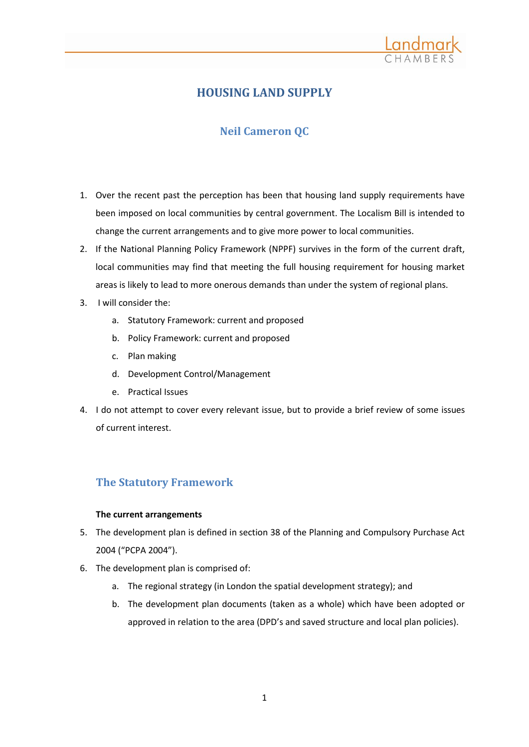# HOUSING LAND SUPPLY

## Neil Cameron QC

1. Over the recent past the perception has been that housing land supply requirements have been imposed on local communities by central government. The Localism Bill is intended to change the current arrangements and to give more power to local communities.
2. If the National Planning Policy Framework (NPPF) survives in the form of the current draft, local communities may find that meeting the full housing requirement for housing market areas is likely to lead to more onerous demands than under the system of regional plans.
3. I will consider the:
   a. Statutory Framework: current and proposed
   b. Policy Framework: current and proposed
   c. Plan making
   d. Development Control/Management
   e. Practical Issues
4. I do not attempt to cover every relevant issue, but to provide a brief review of some issues of current interest.

## The Statutory Framework

**The current arrangements**

5. The development plan is defined in section 38 of the Planning and Compulsory Purchase Act 2004 ("PCPA 2004").
6. The development plan is comprised of:
   a. The regional strategy (in London the spatial development strategy); and
   b. The development plan documents (taken as a whole) which have been adopted or approved in relation to the area (DPD's and saved structure and local plan policies).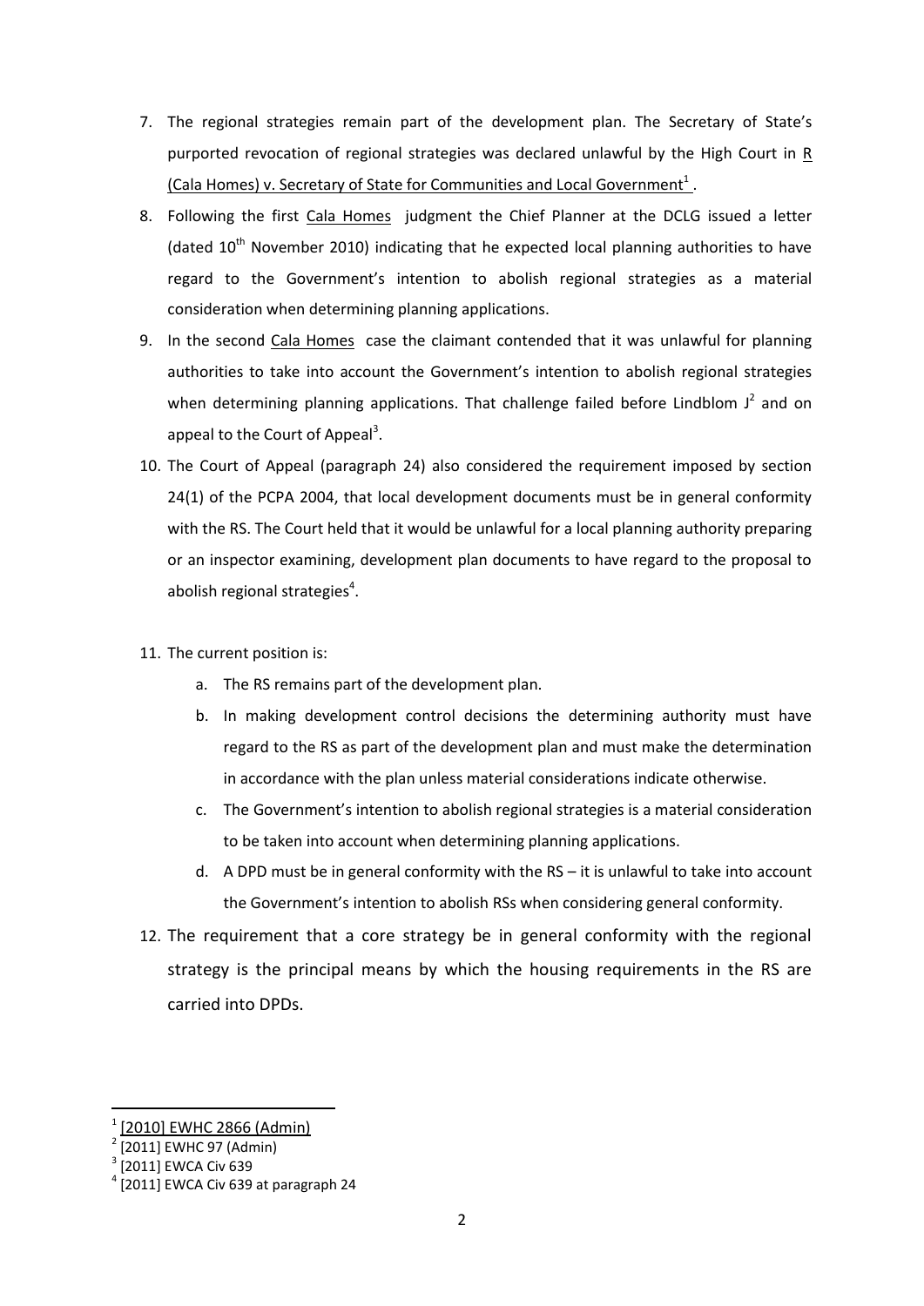7. The regional strategies remain part of the development plan. The Secretary of State's purported revocation of regional strategies was declared unlawful by the High Court in R (Cala Homes) v. Secretary of State for Communities and Local Government[1].
8. Following the first Cala Homes judgment the Chief Planner at the DCLG issued a letter (dated 10th November 2010) indicating that he expected local planning authorities to have regard to the Government's intention to abolish regional strategies as a material consideration when determining planning applications.
9. In the second Cala Homes case the claimant contended that it was unlawful for planning authorities to take into account the Government's intention to abolish regional strategies when determining planning applications. That challenge failed before Lindblom J[2] and on appeal to the Court of Appeal[3].
10. The Court of Appeal (paragraph 24) also considered the requirement imposed by section 24(1) of the PCPA 2004, that local development documents must be in general conformity with the RS. The Court held that it would be unlawful for a local planning authority preparing or an inspector examining, development plan documents to have regard to the proposal to abolish regional strategies[4].
11. The current position is:
    a. The RS remains part of the development plan.
    b. In making development control decisions the determining authority must have regard to the RS as part of the development plan and must make the determination in accordance with the plan unless material considerations indicate otherwise.
    c. The Government's intention to abolish regional strategies is a material consideration to be taken into account when determining planning applications.
    d. A DPD must be in general conformity with the RS – it is unlawful to take into account the Government's intention to abolish RSs when considering general conformity.
12. The requirement that a core strategy be in general conformity with the regional strategy is the principal means by which the housing requirements in the RS are carried into DPDs.

---

[1] [2010] EWHC 2866 (Admin)
[2] [2011] EWHC 97 (Admin)
[3] [2011] EWCA Civ 639
[4] [2011] EWCA Civ 639 at paragraph 24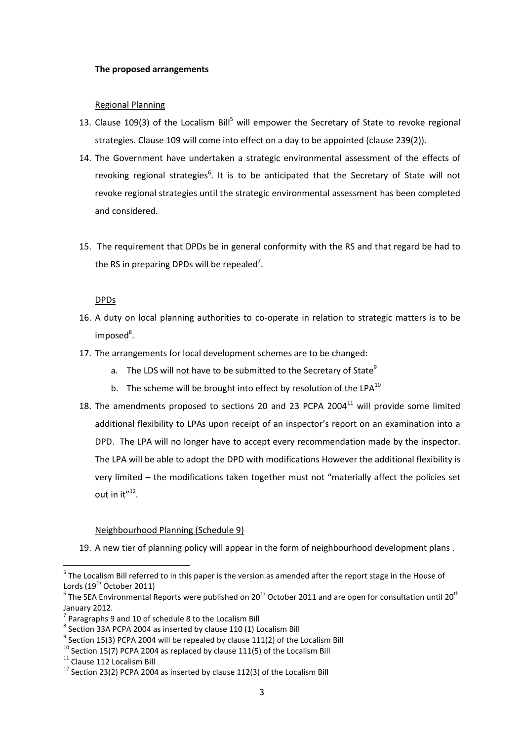**The proposed arrangements**

Regional Planning

13. Clause 109(3) of the Localism Bill[5] will empower the Secretary of State to revoke regional strategies. Clause 109 will come into effect on a day to be appointed (clause 239(2)).

14. The Government have undertaken a strategic environmental assessment of the effects of revoking regional strategies[6]. It is to be anticipated that the Secretary of State will not revoke regional strategies until the strategic environmental assessment has been completed and considered.

15. The requirement that DPDs be in general conformity with the RS and that regard be had to the RS in preparing DPDs will be repealed[7].

DPDs

16. A duty on local planning authorities to co-operate in relation to strategic matters is to be imposed[8].

17. The arrangements for local development schemes are to be changed:
    a. The LDS will not have to be submitted to the Secretary of State[9]
    b. The scheme will be brought into effect by resolution of the LPA[10]

18. The amendments proposed to sections 20 and 23 PCPA 2004[11] will provide some limited additional flexibility to LPAs upon receipt of an inspector's report on an examination into a DPD. The LPA will no longer have to accept every recommendation made by the inspector. The LPA will be able to adopt the DPD with modifications However the additional flexibility is very limited – the modifications taken together must not "materially affect the policies set out in it"[12].

Neighbourhood Planning (Schedule 9)

19. A new tier of planning policy will appear in the form of neighbourhood development plans .

---

[5] The Localism Bill referred to in this paper is the version as amended after the report stage in the House of Lords (19th October 2011)

[6] The SEA Environmental Reports were published on 20th October 2011 and are open for consultation until 20th January 2012.

[7] Paragraphs 9 and 10 of schedule 8 to the Localism Bill

[8] Section 33A PCPA 2004 as inserted by clause 110 (1) Localism Bill

[9] Section 15(3) PCPA 2004 will be repealed by clause 111(2) of the Localism Bill

[10] Section 15(7) PCPA 2004 as replaced by clause 111(5) of the Localism Bill

[11] Clause 112 Localism Bill

[12] Section 23(2) PCPA 2004 as inserted by clause 112(3) of the Localism Bill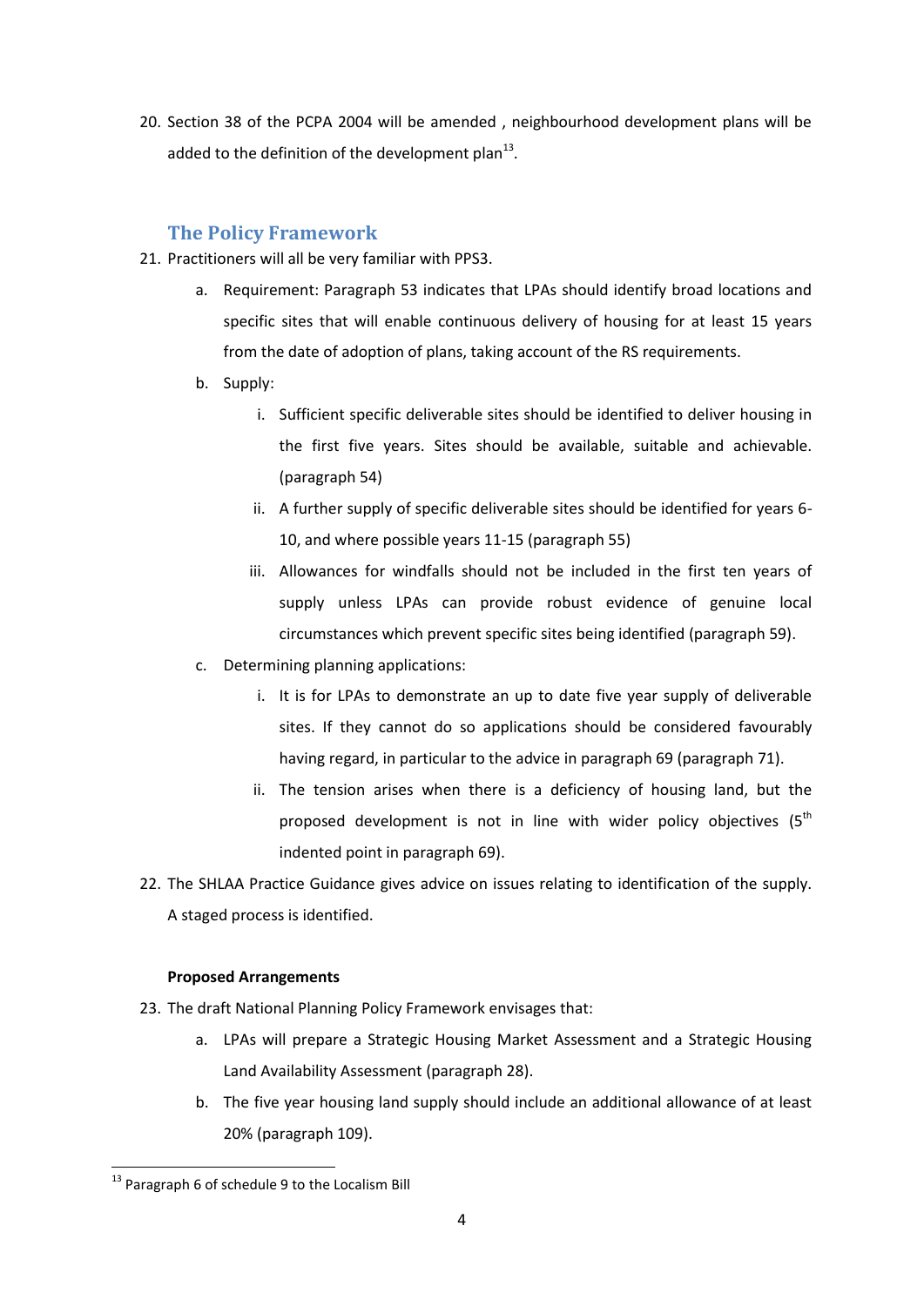20. Section 38 of the PCPA 2004 will be amended , neighbourhood development plans will be added to the definition of the development plan[13].

## The Policy Framework

21. Practitioners will all be very familiar with PPS3.
    a. Requirement: Paragraph 53 indicates that LPAs should identify broad locations and specific sites that will enable continuous delivery of housing for at least 15 years from the date of adoption of plans, taking account of the RS requirements.
    b. Supply:
        i. Sufficient specific deliverable sites should be identified to deliver housing in the first five years. Sites should be available, suitable and achievable. (paragraph 54)
        ii. A further supply of specific deliverable sites should be identified for years 6-10, and where possible years 11-15 (paragraph 55)
        iii. Allowances for windfalls should not be included in the first ten years of supply unless LPAs can provide robust evidence of genuine local circumstances which prevent specific sites being identified (paragraph 59).
    c. Determining planning applications:
        i. It is for LPAs to demonstrate an up to date five year supply of deliverable sites. If they cannot do so applications should be considered favourably having regard, in particular to the advice in paragraph 69 (paragraph 71).
        ii. The tension arises when there is a deficiency of housing land, but the proposed development is not in line with wider policy objectives (5th indented point in paragraph 69).
22. The SHLAA Practice Guidance gives advice on issues relating to identification of the supply. A staged process is identified.

**Proposed Arrangements**

23. The draft National Planning Policy Framework envisages that:
    a. LPAs will prepare a Strategic Housing Market Assessment and a Strategic Housing Land Availability Assessment (paragraph 28).
    b. The five year housing land supply should include an additional allowance of at least 20% (paragraph 109).

---

[13] Paragraph 6 of schedule 9 to the Localism Bill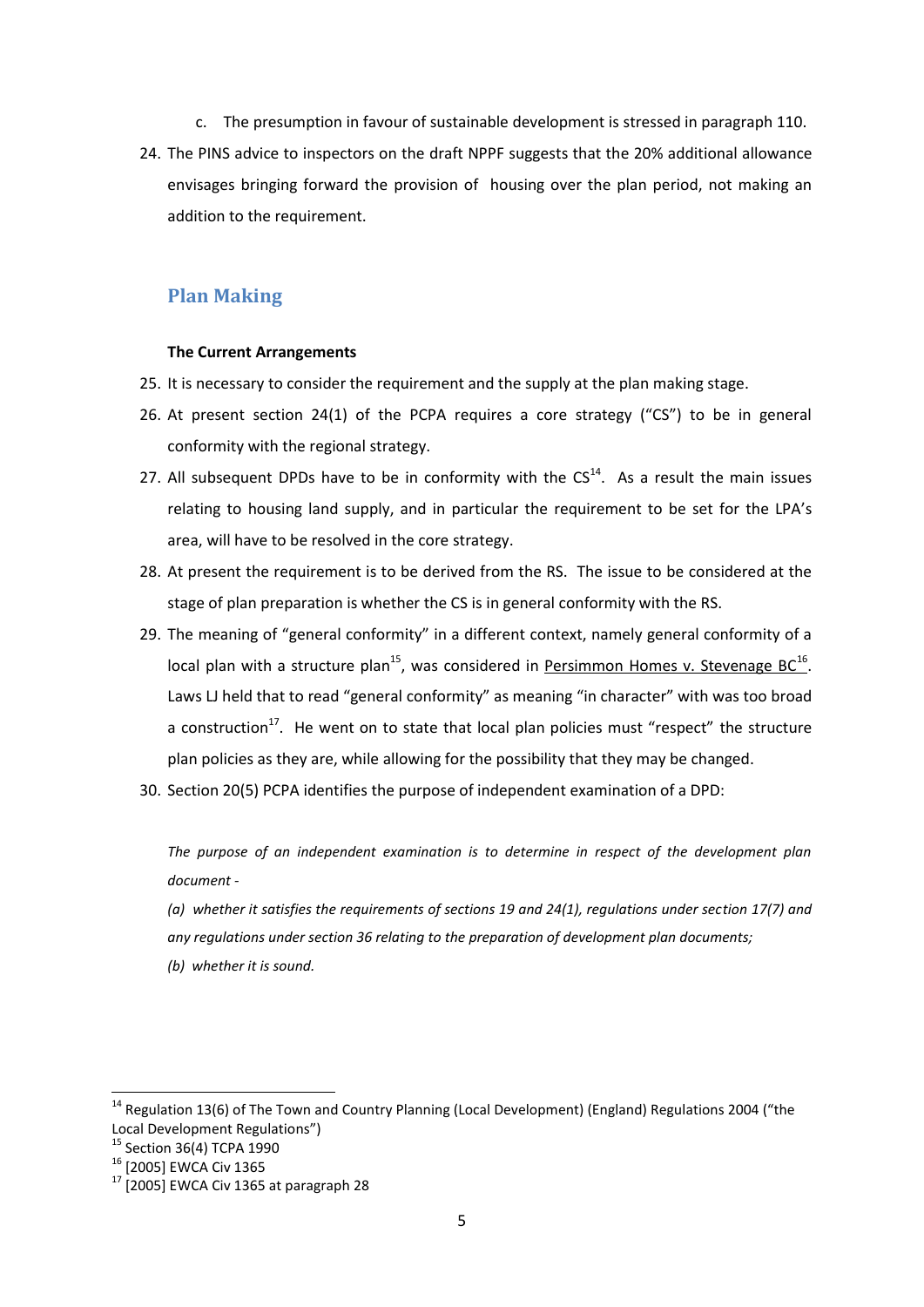c. The presumption in favour of sustainable development is stressed in paragraph 110.

24. The PINS advice to inspectors on the draft NPPF suggests that the 20% additional allowance envisages bringing forward the provision of housing over the plan period, not making an addition to the requirement.

## Plan Making

**The Current Arrangements**

25. It is necessary to consider the requirement and the supply at the plan making stage.

26. At present section 24(1) of the PCPA requires a core strategy ("CS") to be in general conformity with the regional strategy.

27. All subsequent DPDs have to be in conformity with the CS[14]. As a result the main issues relating to housing land supply, and in particular the requirement to be set for the LPA's area, will have to be resolved in the core strategy.

28. At present the requirement is to be derived from the RS. The issue to be considered at the stage of plan preparation is whether the CS is in general conformity with the RS.

29. The meaning of "general conformity" in a different context, namely general conformity of a local plan with a structure plan[15], was considered in Persimmon Homes v. Stevenage BC[16]. Laws LJ held that to read "general conformity" as meaning "in character" with was too broad a construction[17]. He went on to state that local plan policies must "respect" the structure plan policies as they are, while allowing for the possibility that they may be changed.

30. Section 20(5) PCPA identifies the purpose of independent examination of a DPD:

*The purpose of an independent examination is to determine in respect of the development plan document -*

*(a) whether it satisfies the requirements of sections 19 and 24(1), regulations under section 17(7) and any regulations under section 36 relating to the preparation of development plan documents;*

*(b) whether it is sound.*

---

[14] Regulation 13(6) of The Town and Country Planning (Local Development) (England) Regulations 2004 ("the Local Development Regulations")

[15] Section 36(4) TCPA 1990

[16] [2005] EWCA Civ 1365

[17] [2005] EWCA Civ 1365 at paragraph 28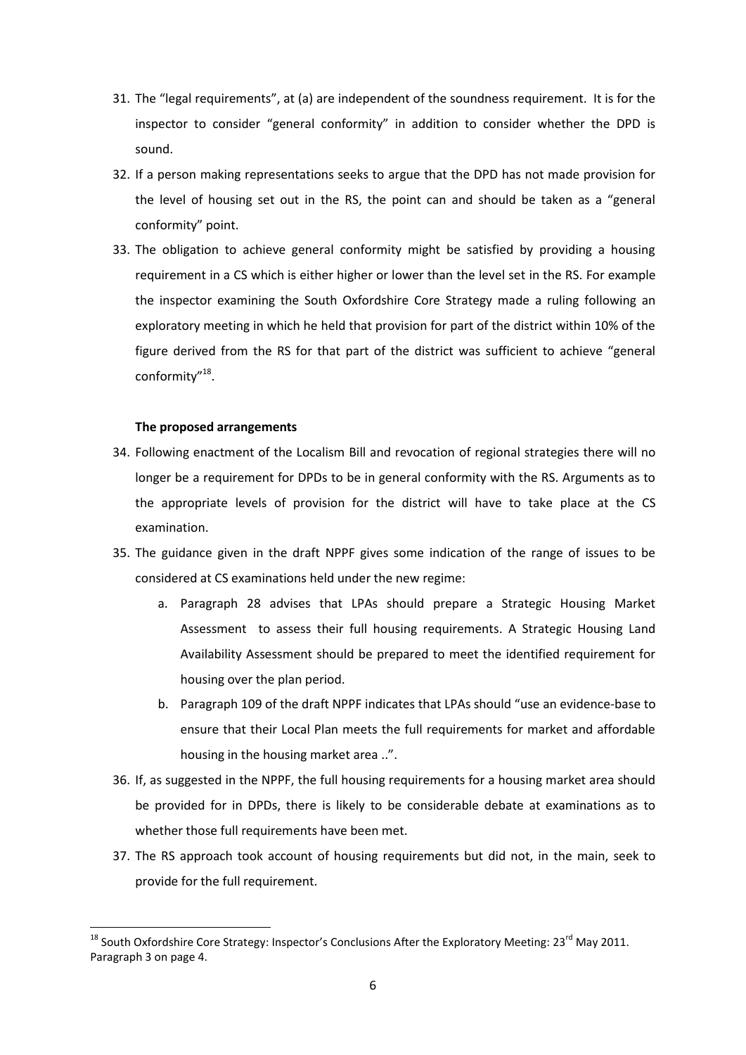31. The "legal requirements", at (a) are independent of the soundness requirement. It is for the inspector to consider "general conformity" in addition to consider whether the DPD is sound.
32. If a person making representations seeks to argue that the DPD has not made provision for the level of housing set out in the RS, the point can and should be taken as a "general conformity" point.
33. The obligation to achieve general conformity might be satisfied by providing a housing requirement in a CS which is either higher or lower than the level set in the RS. For example the inspector examining the South Oxfordshire Core Strategy made a ruling following an exploratory meeting in which he held that provision for part of the district within 10% of the figure derived from the RS for that part of the district was sufficient to achieve "general conformity"[18].

**The proposed arrangements**

34. Following enactment of the Localism Bill and revocation of regional strategies there will no longer be a requirement for DPDs to be in general conformity with the RS. Arguments as to the appropriate levels of provision for the district will have to take place at the CS examination.
35. The guidance given in the draft NPPF gives some indication of the range of issues to be considered at CS examinations held under the new regime:
    a. Paragraph 28 advises that LPAs should prepare a Strategic Housing Market Assessment to assess their full housing requirements. A Strategic Housing Land Availability Assessment should be prepared to meet the identified requirement for housing over the plan period.
    b. Paragraph 109 of the draft NPPF indicates that LPAs should "use an evidence-base to ensure that their Local Plan meets the full requirements for market and affordable housing in the housing market area ..".
36. If, as suggested in the NPPF, the full housing requirements for a housing market area should be provided for in DPDs, there is likely to be considerable debate at examinations as to whether those full requirements have been met.
37. The RS approach took account of housing requirements but did not, in the main, seek to provide for the full requirement.

[18] South Oxfordshire Core Strategy: Inspector's Conclusions After the Exploratory Meeting: 23rd May 2011. Paragraph 3 on page 4.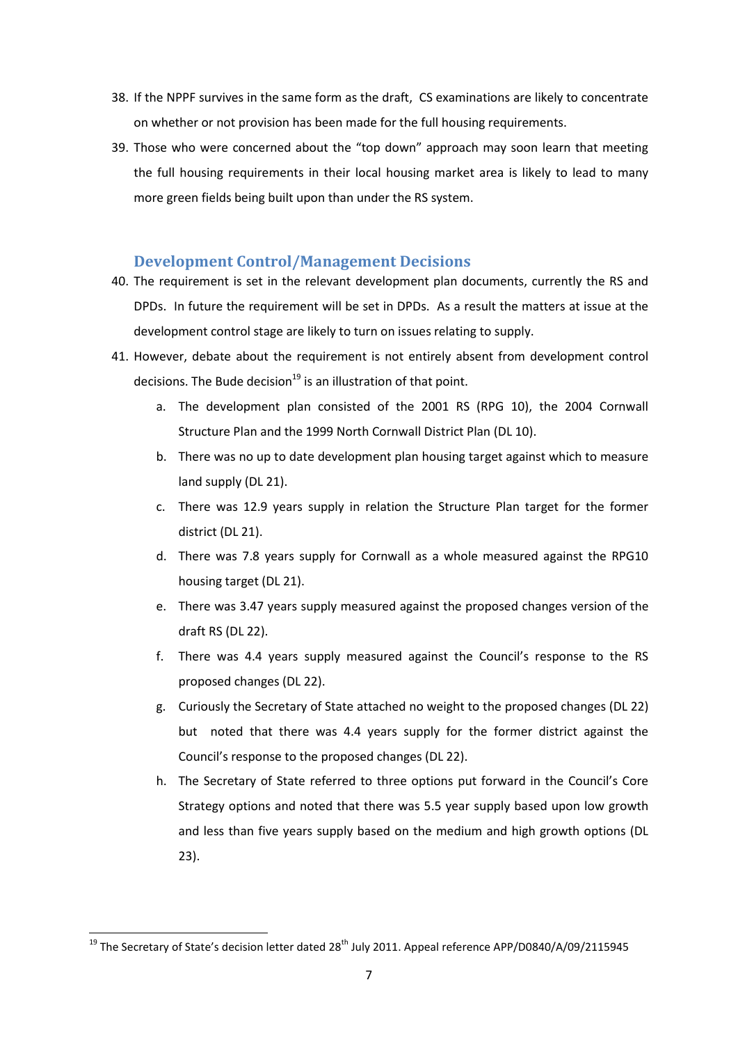38. If the NPPF survives in the same form as the draft, CS examinations are likely to concentrate on whether or not provision has been made for the full housing requirements.
39. Those who were concerned about the "top down" approach may soon learn that meeting the full housing requirements in their local housing market area is likely to lead to many more green fields being built upon than under the RS system.

## Development Control/Management Decisions

40. The requirement is set in the relevant development plan documents, currently the RS and DPDs. In future the requirement will be set in DPDs. As a result the matters at issue at the development control stage are likely to turn on issues relating to supply.
41. However, debate about the requirement is not entirely absent from development control decisions. The Bude decision[19] is an illustration of that point.
    a. The development plan consisted of the 2001 RS (RPG 10), the 2004 Cornwall Structure Plan and the 1999 North Cornwall District Plan (DL 10).
    b. There was no up to date development plan housing target against which to measure land supply (DL 21).
    c. There was 12.9 years supply in relation the Structure Plan target for the former district (DL 21).
    d. There was 7.8 years supply for Cornwall as a whole measured against the RPG10 housing target (DL 21).
    e. There was 3.47 years supply measured against the proposed changes version of the draft RS (DL 22).
    f. There was 4.4 years supply measured against the Council's response to the RS proposed changes (DL 22).
    g. Curiously the Secretary of State attached no weight to the proposed changes (DL 22) but noted that there was 4.4 years supply for the former district against the Council's response to the proposed changes (DL 22).
    h. The Secretary of State referred to three options put forward in the Council's Core Strategy options and noted that there was 5.5 year supply based upon low growth and less than five years supply based on the medium and high growth options (DL 23).

[19] The Secretary of State's decision letter dated 28th July 2011. Appeal reference APP/D0840/A/09/2115945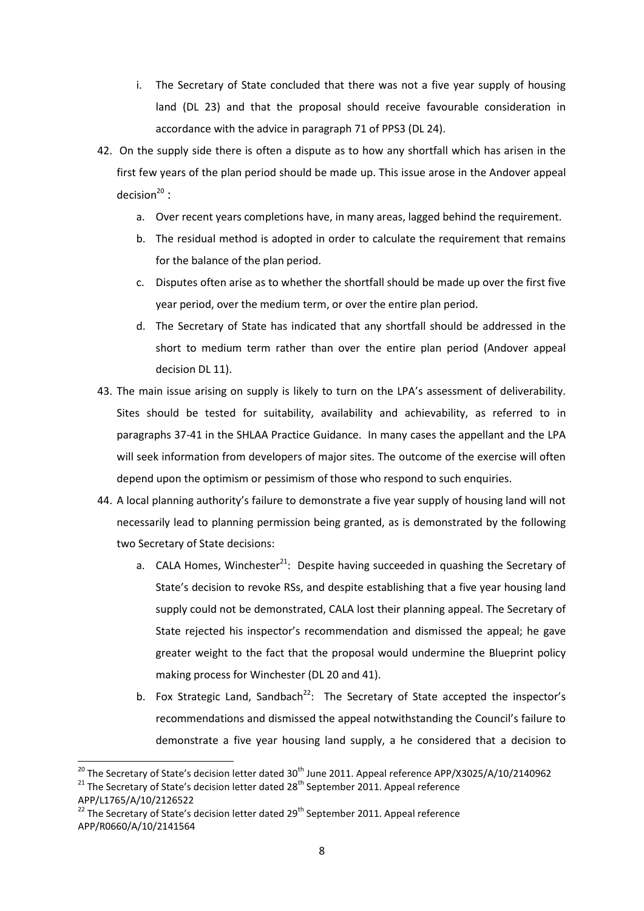i. The Secretary of State concluded that there was not a five year supply of housing land (DL 23) and that the proposal should receive favourable consideration in accordance with the advice in paragraph 71 of PPS3 (DL 24).

42. On the supply side there is often a dispute as to how any shortfall which has arisen in the first few years of the plan period should be made up. This issue arose in the Andover appeal decision[20] :
    a. Over recent years completions have, in many areas, lagged behind the requirement.
    b. The residual method is adopted in order to calculate the requirement that remains for the balance of the plan period.
    c. Disputes often arise as to whether the shortfall should be made up over the first five year period, over the medium term, or over the entire plan period.
    d. The Secretary of State has indicated that any shortfall should be addressed in the short to medium term rather than over the entire plan period (Andover appeal decision DL 11).

43. The main issue arising on supply is likely to turn on the LPA's assessment of deliverability. Sites should be tested for suitability, availability and achievability, as referred to in paragraphs 37-41 in the SHLAA Practice Guidance. In many cases the appellant and the LPA will seek information from developers of major sites. The outcome of the exercise will often depend upon the optimism or pessimism of those who respond to such enquiries.

44. A local planning authority's failure to demonstrate a five year supply of housing land will not necessarily lead to planning permission being granted, as is demonstrated by the following two Secretary of State decisions:
    a. CALA Homes, Winchester[21]: Despite having succeeded in quashing the Secretary of State's decision to revoke RSs, and despite establishing that a five year housing land supply could not be demonstrated, CALA lost their planning appeal. The Secretary of State rejected his inspector's recommendation and dismissed the appeal; he gave greater weight to the fact that the proposal would undermine the Blueprint policy making process for Winchester (DL 20 and 41).
    b. Fox Strategic Land, Sandbach[22]: The Secretary of State accepted the inspector's recommendations and dismissed the appeal notwithstanding the Council's failure to demonstrate a five year housing land supply, a he considered that a decision to

---

[20] The Secretary of State's decision letter dated 30th June 2011. Appeal reference APP/X3025/A/10/2140962

[21] The Secretary of State's decision letter dated 28th September 2011. Appeal reference APP/L1765/A/10/2126522

[22] The Secretary of State's decision letter dated 29th September 2011. Appeal reference APP/R0660/A/10/2141564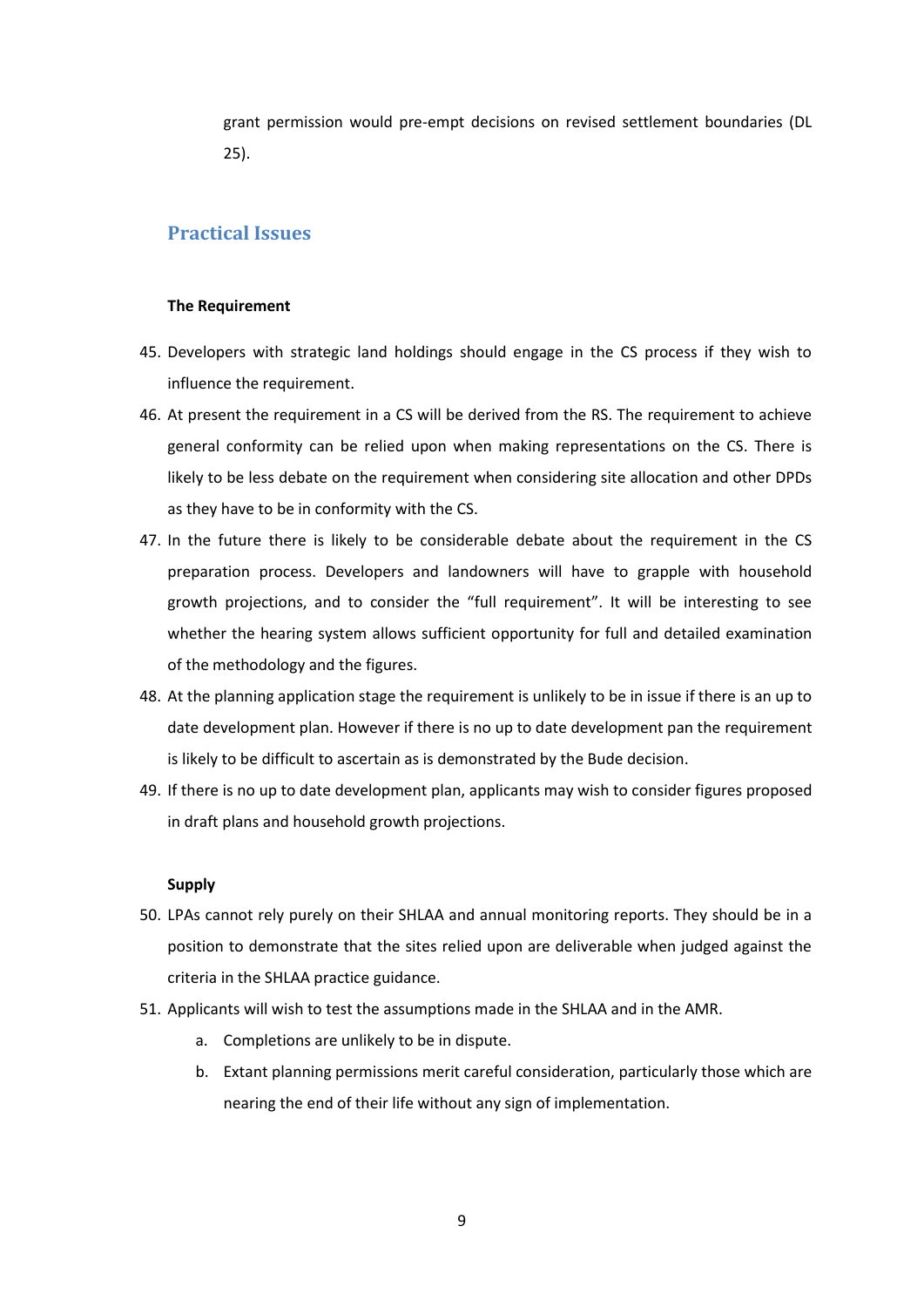grant permission would pre-empt decisions on revised settlement boundaries (DL 25).

## Practical Issues

**The Requirement**

45. Developers with strategic land holdings should engage in the CS process if they wish to influence the requirement.
46. At present the requirement in a CS will be derived from the RS. The requirement to achieve general conformity can be relied upon when making representations on the CS. There is likely to be less debate on the requirement when considering site allocation and other DPDs as they have to be in conformity with the CS.
47. In the future there is likely to be considerable debate about the requirement in the CS preparation process. Developers and landowners will have to grapple with household growth projections, and to consider the "full requirement". It will be interesting to see whether the hearing system allows sufficient opportunity for full and detailed examination of the methodology and the figures.
48. At the planning application stage the requirement is unlikely to be in issue if there is an up to date development plan. However if there is no up to date development pan the requirement is likely to be difficult to ascertain as is demonstrated by the Bude decision.
49. If there is no up to date development plan, applicants may wish to consider figures proposed in draft plans and household growth projections.

**Supply**

50. LPAs cannot rely purely on their SHLAA and annual monitoring reports. They should be in a position to demonstrate that the sites relied upon are deliverable when judged against the criteria in the SHLAA practice guidance.
51. Applicants will wish to test the assumptions made in the SHLAA and in the AMR.
    a. Completions are unlikely to be in dispute.
    b. Extant planning permissions merit careful consideration, particularly those which are nearing the end of their life without any sign of implementation.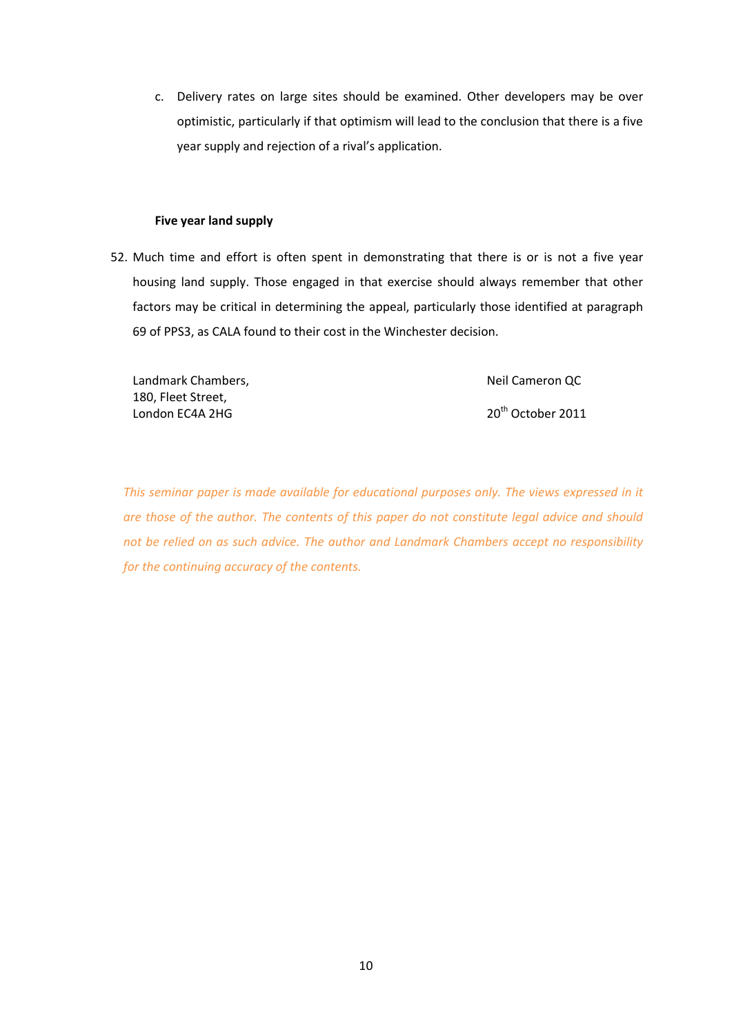c. Delivery rates on large sites should be examined. Other developers may be over optimistic, particularly if that optimism will lead to the conclusion that there is a five year supply and rejection of a rival's application.

**Five year land supply**

52. Much time and effort is often spent in demonstrating that there is or is not a five year housing land supply. Those engaged in that exercise should always remember that other factors may be critical in determining the appeal, particularly those identified at paragraph 69 of PPS3, as CALA found to their cost in the Winchester decision.

Landmark Chambers,
180, Fleet Street,
London EC4A 2HG

Neil Cameron QC

20th October 2011

*This seminar paper is made available for educational purposes only. The views expressed in it are those of the author. The contents of this paper do not constitute legal advice and should not be relied on as such advice. The author and Landmark Chambers accept no responsibility for the continuing accuracy of the contents.*